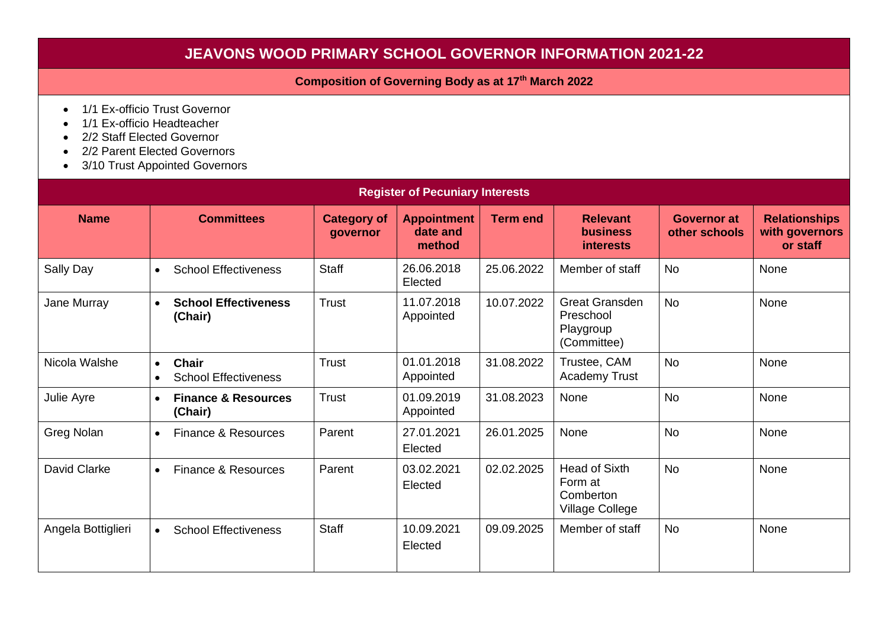# JEAVONS WOOD PRIMARY SCHOOL GOVERNOR INFORMATION 2021-22

**Composition of Governing Body as at 17th March 2022**

- 1/1 Ex-officio Trust Governor
- 1/1 Ex-officio Headteacher
- 2/2 Staff Elected Governor
- 2/2 Parent Elected Governors
- 3/10 Trust Appointed Governors

## Register of Pecuniary Interests

| Name | Committees | Category of governor | Appointment date and method | Term end | Relevant business interests | Governor at other schools | Relationships with governors or staff |
|---|---|---|---|---|---|---|---|
| Sally Day | • School Effectiveness | Staff | 26.06.2018 Elected | 25.06.2022 | Member of staff | No | None |
| Jane Murray | • **School Effectiveness (Chair)** | Trust | 11.07.2018 Appointed | 10.07.2022 | Great Gransden Preschool Playgroup (Committee) | No | None |
| Nicola Walshe | • **Chair** <br> • School Effectiveness | Trust | 01.01.2018 Appointed | 31.08.2022 | Trustee, CAM Academy Trust | No | None |
| Julie Ayre | • **Finance & Resources (Chair)** | Trust | 01.09.2019 Appointed | 31.08.2023 | None | No | None |
| Greg Nolan | • Finance & Resources | Parent | 27.01.2021 Elected | 26.01.2025 | None | No | None |
| David Clarke | • Finance & Resources | Parent | 03.02.2021 Elected | 02.02.2025 | Head of Sixth Form at Comberton Village College | No | None |
| Angela Bottiglieri | • School Effectiveness | Staff | 10.09.2021 Elected | 09.09.2025 | Member of staff | No | None |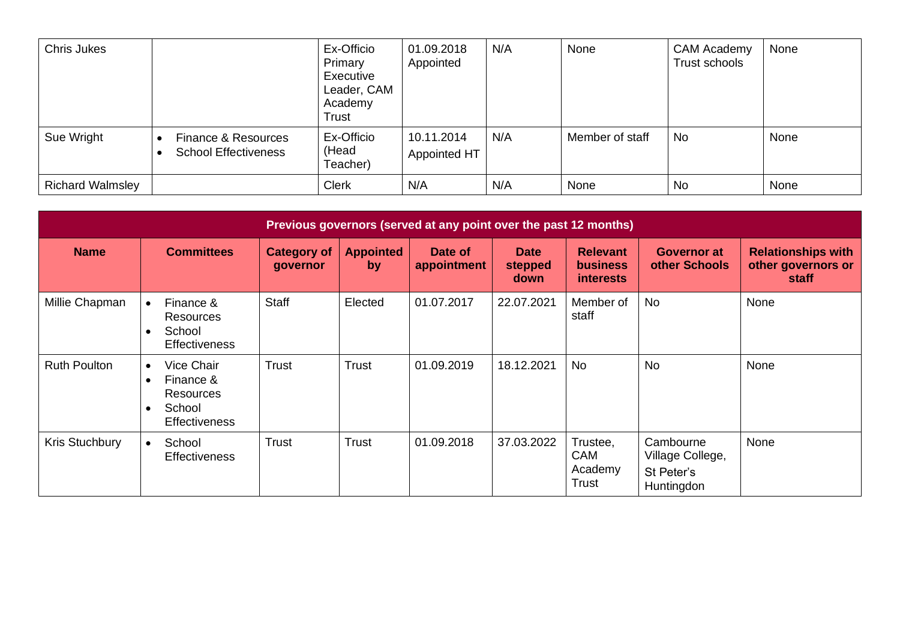| | | | | | | | |
|---|---|---|---|---|---|---|---|
| Chris Jukes | | Ex-Officio Primary Executive Leader, CAM Academy Trust | 01.09.2018 Appointed | N/A | None | CAM Academy Trust schools | None |
| Sue Wright | • Finance & Resources<br>• School Effectiveness | Ex-Officio (Head Teacher) | 10.11.2014 Appointed HT | N/A | Member of staff | No | None |
| Richard Walmsley | | Clerk | N/A | N/A | None | No | None |

| Previous governors (served at any point over the past 12 months) | | | | | | | | |
|---|---|---|---|---|---|---|---|---|
| **Name** | **Committees** | **Category of governor** | **Appointed by** | **Date of appointment** | **Date stepped down** | **Relevant business interests** | **Governor at other Schools** | **Relationships with other governors or staff** |
| Millie Chapman | • Finance & Resources<br>• School Effectiveness | Staff | Elected | 01.07.2017 | 22.07.2021 | Member of staff | No | None |
| Ruth Poulton | • Vice Chair<br>• Finance & Resources<br>• School Effectiveness | Trust | Trust | 01.09.2019 | 18.12.2021 | No | No | None |
| Kris Stuchbury | • School Effectiveness | Trust | Trust | 01.09.2018 | 37.03.2022 | Trustee, CAM Academy Trust | Cambourne Village College, St Peter's Huntingdon | None |